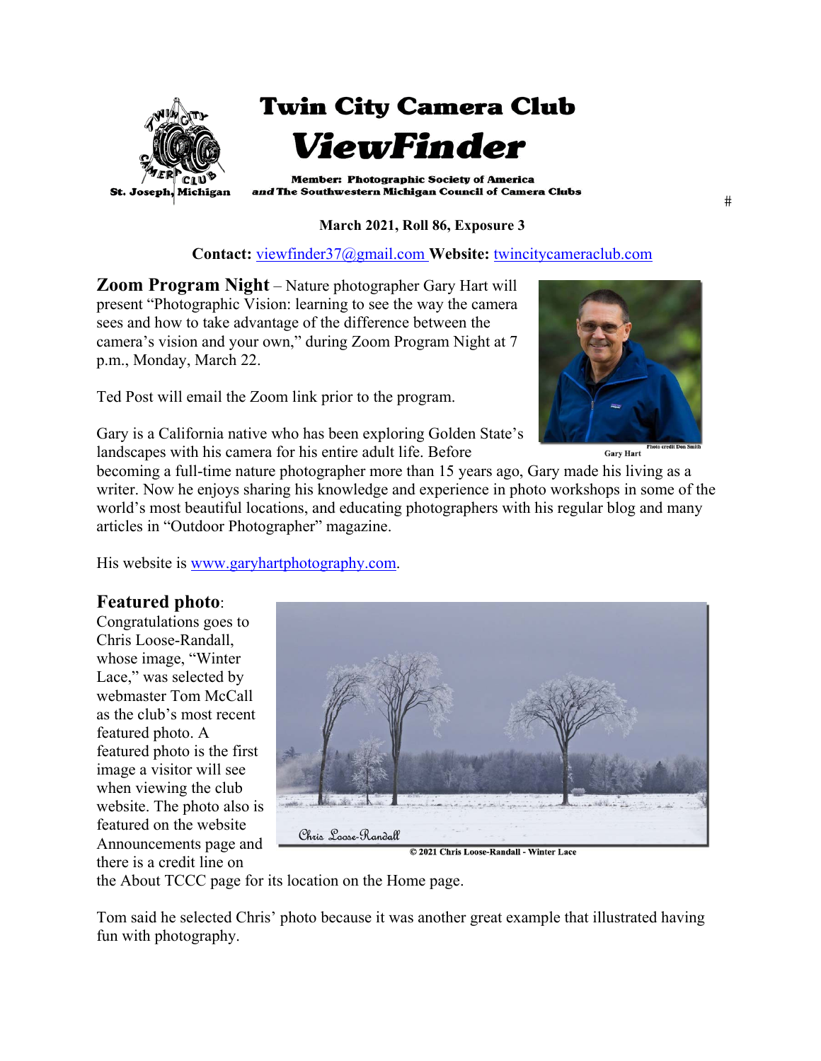# Twin City Camera Club

## *ViewFinder*

St. Joseph, Michigan

**Member: Photographic Society of America**
***and* The Southwestern Michigan Council of Camera Clubs**

#

**March 2021, Roll 86, Exposure 3**

**Contact:** viewfinder37@gmail.com **Website:** twincitycameraclub.com

**Zoom Program Night** – Nature photographer Gary Hart will present "Photographic Vision: learning to see the way the camera sees and how to take advantage of the difference between the camera's vision and your own," during Zoom Program Night at 7 p.m., Monday, March 22.

Ted Post will email the Zoom link prior to the program.

Gary Hart

Photo credit Don Smith

Gary is a California native who has been exploring Golden State's landscapes with his camera for his entire adult life. Before becoming a full-time nature photographer more than 15 years ago, Gary made his living as a writer. Now he enjoys sharing his knowledge and experience in photo workshops in some of the world's most beautiful locations, and educating photographers with his regular blog and many articles in "Outdoor Photographer" magazine.

His website is www.garyhartphotography.com.

**Featured photo**:
Congratulations goes to Chris Loose-Randall, whose image, "Winter Lace," was selected by webmaster Tom McCall as the club's most recent featured photo. A featured photo is the first image a visitor will see when viewing the club website. The photo also is featured on the website Announcements page and there is a credit line on the About TCCC page for its location on the Home page.

© 2021 Chris Loose-Randall - Winter Lace

Tom said he selected Chris' photo because it was another great example that illustrated having fun with photography.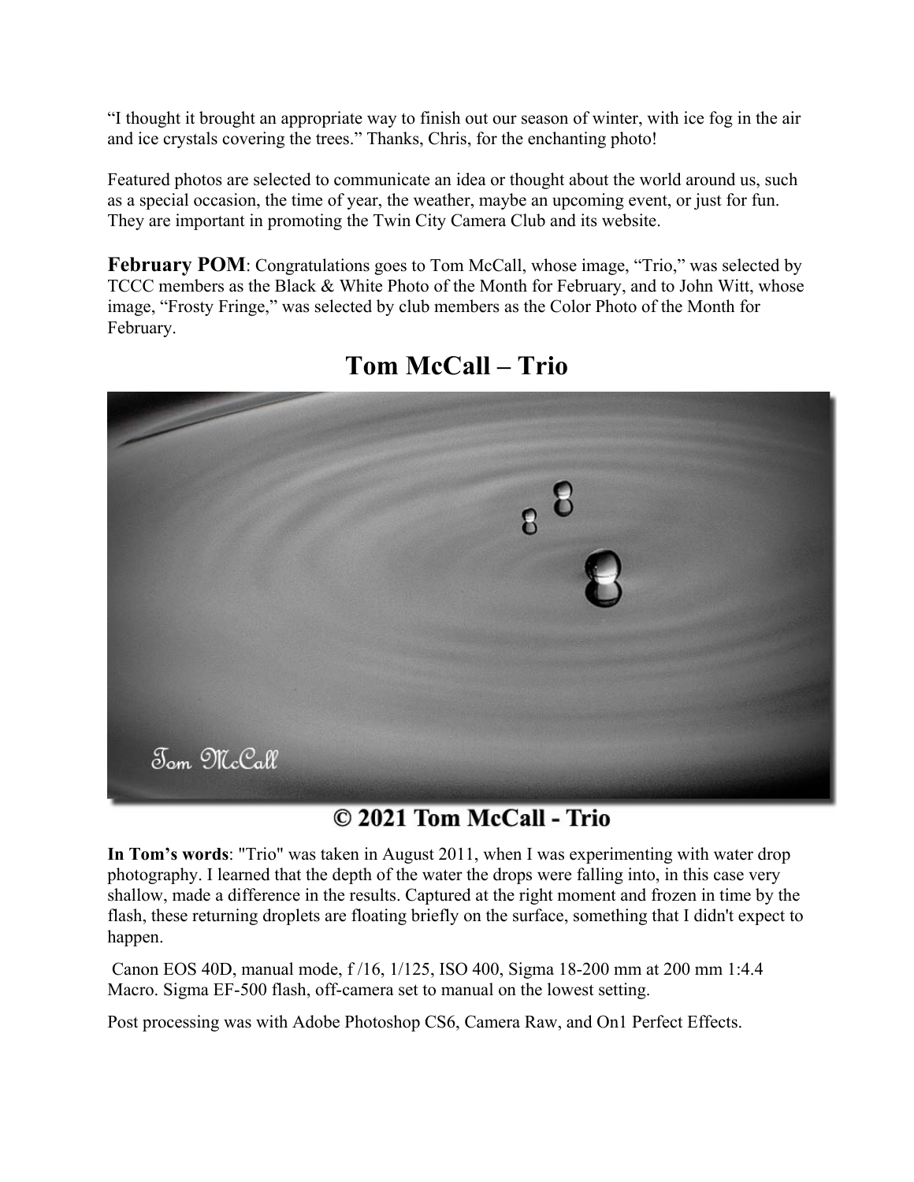"I thought it brought an appropriate way to finish out our season of winter, with ice fog in the air and ice crystals covering the trees." Thanks, Chris, for the enchanting photo!

Featured photos are selected to communicate an idea or thought about the world around us, such as a special occasion, the time of year, the weather, maybe an upcoming event, or just for fun. They are important in promoting the Twin City Camera Club and its website.

**February POM**: Congratulations goes to Tom McCall, whose image, "Trio," was selected by TCCC members as the Black & White Photo of the Month for February, and to John Witt, whose image, "Frosty Fringe," was selected by club members as the Color Photo of the Month for February.

## Tom McCall – Trio

© 2021 Tom McCall - Trio

**In Tom's words**: "Trio" was taken in August 2011, when I was experimenting with water drop photography. I learned that the depth of the water the drops were falling into, in this case very shallow, made a difference in the results. Captured at the right moment and frozen in time by the flash, these returning droplets are floating briefly on the surface, something that I didn't expect to happen.

Canon EOS 40D, manual mode, f /16, 1/125, ISO 400, Sigma 18-200 mm at 200 mm 1:4.4 Macro. Sigma EF-500 flash, off-camera set to manual on the lowest setting.

Post processing was with Adobe Photoshop CS6, Camera Raw, and On1 Perfect Effects.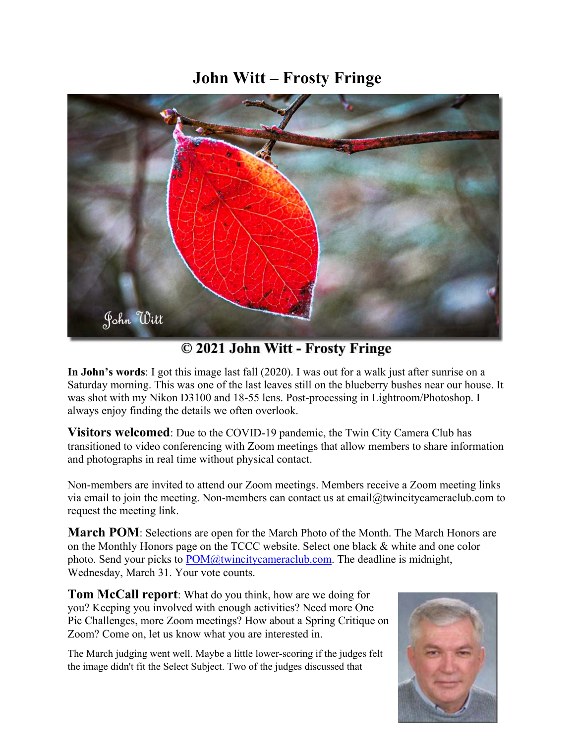# John Witt – Frosty Fringe

© 2021 John Witt - Frosty Fringe

**In John's words**: I got this image last fall (2020). I was out for a walk just after sunrise on a Saturday morning. This was one of the last leaves still on the blueberry bushes near our house. It was shot with my Nikon D3100 and 18-55 lens. Post-processing in Lightroom/Photoshop. I always enjoy finding the details we often overlook.

**Visitors welcomed**: Due to the COVID-19 pandemic, the Twin City Camera Club has transitioned to video conferencing with Zoom meetings that allow members to share information and photographs in real time without physical contact.

Non-members are invited to attend our Zoom meetings. Members receive a Zoom meeting links via email to join the meeting. Non-members can contact us at email@twincitycameraclub.com to request the meeting link.

**March POM**: Selections are open for the March Photo of the Month. The March Honors are on the Monthly Honors page on the TCCC website. Select one black & white and one color photo. Send your picks to POM@twincitycameraclub.com. The deadline is midnight, Wednesday, March 31. Your vote counts.

**Tom McCall report**: What do you think, how are we doing for you? Keeping you involved with enough activities? Need more One Pic Challenges, more Zoom meetings? How about a Spring Critique on Zoom? Come on, let us know what you are interested in.

The March judging went well. Maybe a little lower-scoring if the judges felt the image didn't fit the Select Subject. Two of the judges discussed that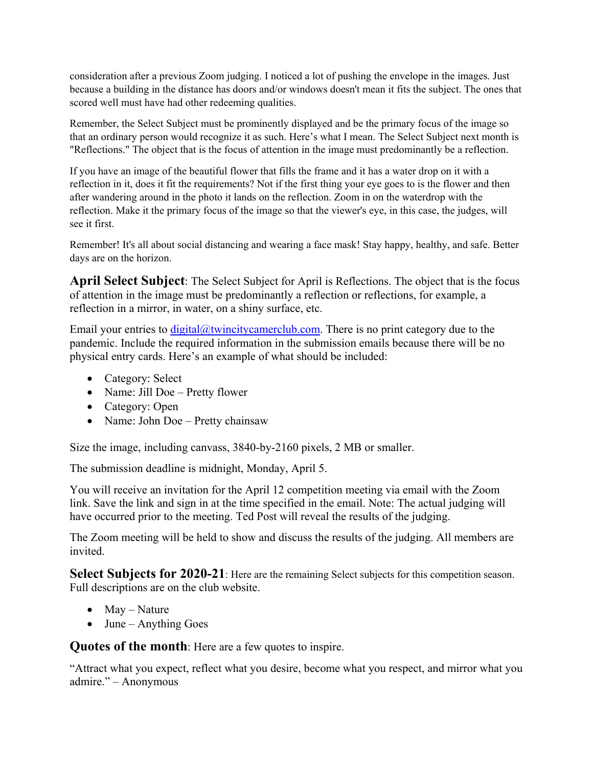consideration after a previous Zoom judging. I noticed a lot of pushing the envelope in the images. Just because a building in the distance has doors and/or windows doesn't mean it fits the subject. The ones that scored well must have had other redeeming qualities.

Remember, the Select Subject must be prominently displayed and be the primary focus of the image so that an ordinary person would recognize it as such. Here's what I mean. The Select Subject next month is "Reflections." The object that is the focus of attention in the image must predominantly be a reflection.

If you have an image of the beautiful flower that fills the frame and it has a water drop on it with a reflection in it, does it fit the requirements? Not if the first thing your eye goes to is the flower and then after wandering around in the photo it lands on the reflection. Zoom in on the waterdrop with the reflection. Make it the primary focus of the image so that the viewer's eye, in this case, the judges, will see it first.

Remember! It's all about social distancing and wearing a face mask! Stay happy, healthy, and safe. Better days are on the horizon.

**April Select Subject**: The Select Subject for April is Reflections. The object that is the focus of attention in the image must be predominantly a reflection or reflections, for example, a reflection in a mirror, in water, on a shiny surface, etc.

Email your entries to digital@twincitycamerclub.com. There is no print category due to the pandemic. Include the required information in the submission emails because there will be no physical entry cards. Here's an example of what should be included:

- Category: Select
- Name: Jill Doe – Pretty flower
- Category: Open
- Name: John Doe – Pretty chainsaw

Size the image, including canvass, 3840-by-2160 pixels, 2 MB or smaller.

The submission deadline is midnight, Monday, April 5.

You will receive an invitation for the April 12 competition meeting via email with the Zoom link. Save the link and sign in at the time specified in the email. Note: The actual judging will have occurred prior to the meeting. Ted Post will reveal the results of the judging.

The Zoom meeting will be held to show and discuss the results of the judging. All members are invited.

**Select Subjects for 2020-21**: Here are the remaining Select subjects for this competition season. Full descriptions are on the club website.

- May – Nature
- June – Anything Goes

**Quotes of the month**: Here are a few quotes to inspire.

"Attract what you expect, reflect what you desire, become what you respect, and mirror what you admire." – Anonymous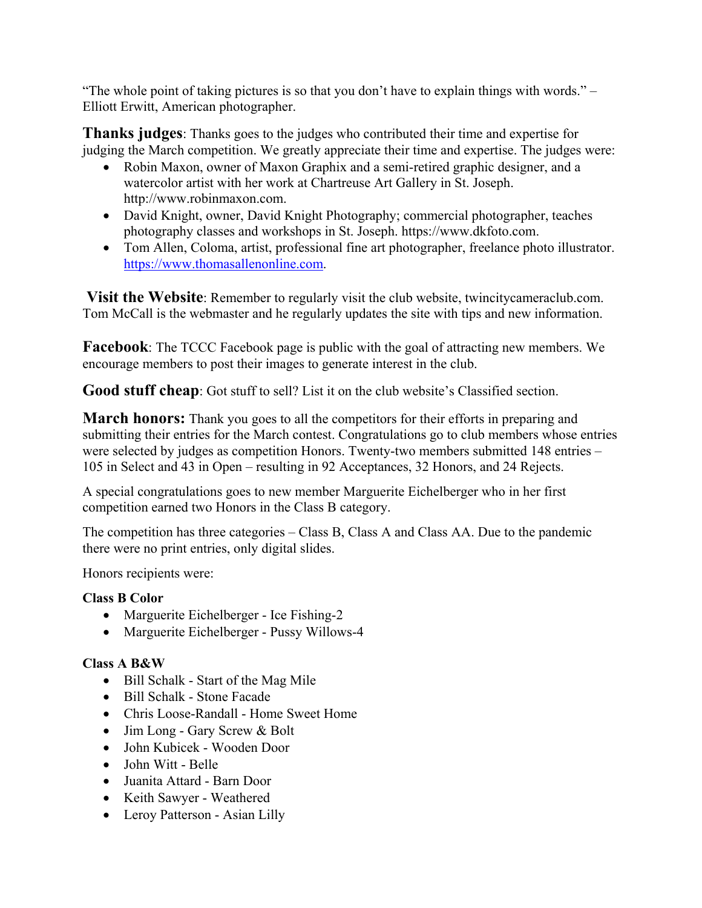"The whole point of taking pictures is so that you don't have to explain things with words." – Elliott Erwitt, American photographer.

**Thanks judges**: Thanks goes to the judges who contributed their time and expertise for judging the March competition. We greatly appreciate their time and expertise. The judges were:

- Robin Maxon, owner of Maxon Graphix and a semi-retired graphic designer, and a watercolor artist with her work at Chartreuse Art Gallery in St. Joseph. http://www.robinmaxon.com.
- David Knight, owner, David Knight Photography; commercial photographer, teaches photography classes and workshops in St. Joseph. https://www.dkfoto.com.
- Tom Allen, Coloma, artist, professional fine art photographer, freelance photo illustrator. [https://www.thomasallenonline.com](https://www.thomasallenonline.com).

**Visit the Website**: Remember to regularly visit the club website, twincitycameraclub.com. Tom McCall is the webmaster and he regularly updates the site with tips and new information.

**Facebook**: The TCCC Facebook page is public with the goal of attracting new members. We encourage members to post their images to generate interest in the club.

**Good stuff cheap**: Got stuff to sell? List it on the club website's Classified section.

**March honors:** Thank you goes to all the competitors for their efforts in preparing and submitting their entries for the March contest. Congratulations go to club members whose entries were selected by judges as competition Honors. Twenty-two members submitted 148 entries – 105 in Select and 43 in Open – resulting in 92 Acceptances, 32 Honors, and 24 Rejects.

A special congratulations goes to new member Marguerite Eichelberger who in her first competition earned two Honors in the Class B category.

The competition has three categories – Class B, Class A and Class AA. Due to the pandemic there were no print entries, only digital slides.

Honors recipients were:

**Class B Color**

- Marguerite Eichelberger - Ice Fishing-2
- Marguerite Eichelberger - Pussy Willows-4

**Class A B&W**

- Bill Schalk - Start of the Mag Mile
- Bill Schalk - Stone Facade
- Chris Loose-Randall - Home Sweet Home
- Jim Long - Gary Screw & Bolt
- John Kubicek - Wooden Door
- John Witt - Belle
- Juanita Attard - Barn Door
- Keith Sawyer - Weathered
- Leroy Patterson - Asian Lilly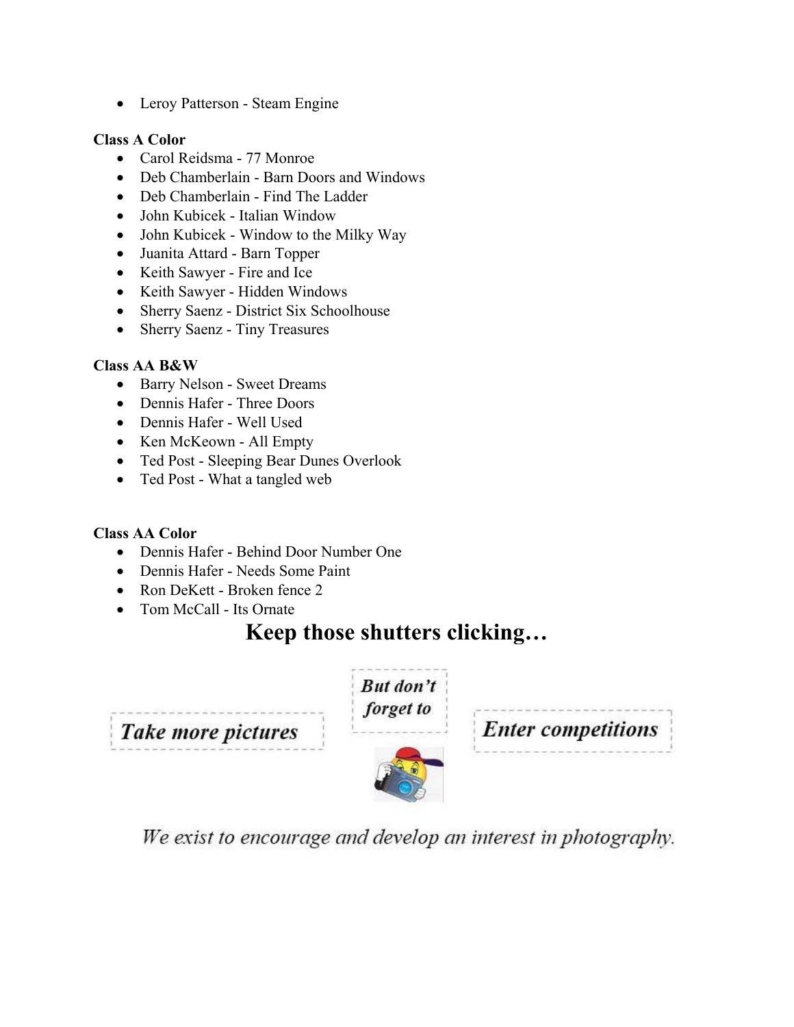- Leroy Patterson - Steam Engine

**Class A Color**

- Carol Reidsma - 77 Monroe
- Deb Chamberlain - Barn Doors and Windows
- Deb Chamberlain - Find The Ladder
- John Kubicek - Italian Window
- John Kubicek - Window to the Milky Way
- Juanita Attard - Barn Topper
- Keith Sawyer - Fire and Ice
- Keith Sawyer - Hidden Windows
- Sherry Saenz - District Six Schoolhouse
- Sherry Saenz - Tiny Treasures

**Class AA B&W**

- Barry Nelson - Sweet Dreams
- Dennis Hafer - Three Doors
- Dennis Hafer - Well Used
- Ken McKeown - All Empty
- Ted Post - Sleeping Bear Dunes Overlook
- Ted Post - What a tangled web

**Class AA Color**

- Dennis Hafer - Behind Door Number One
- Dennis Hafer - Needs Some Paint
- Ron DeKett - Broken fence 2
- Tom McCall - Its Ornate

## Keep those shutters clicking…

***Take more pictures***

***But don't forget to***

***Enter competitions***

*We exist to encourage and develop an interest in photography.*